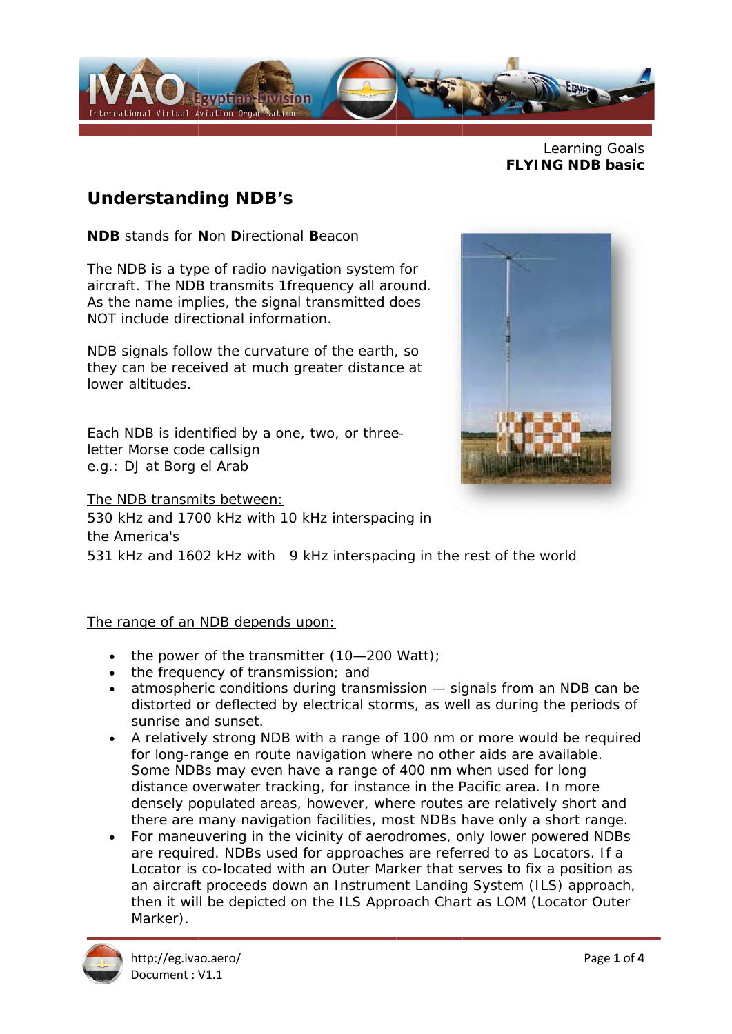Learning Goals
**FLYING NDB basic**

# Understanding NDB's

**NDB** stands for **N**on **D**irectional **B**eacon

The NDB is a type of radio navigation system for aircraft. The NDB transmits 1frequency all around. As the name implies, the signal transmitted does NOT include directional information.

NDB signals follow the curvature of the earth, so they can be received at much greater distance at lower altitudes.

Each NDB is identified by a one, two, or three-letter Morse code callsign
e.g.: DJ at Borg el Arab

<u>The NDB transmits between:</u>
530 kHz and 1700 kHz with 10 kHz interspacing in the America's
531 kHz and 1602 kHz with 9 kHz interspacing in the rest of the world

<u>The range of an NDB depends upon:</u>

- the power of the transmitter (10—200 Watt);
- the frequency of transmission; and
- atmospheric conditions during transmission — signals from an NDB can be distorted or deflected by electrical storms, as well as during the periods of sunrise and sunset.
- A relatively strong NDB with a range of 100 nm or more would be required for long-range en route navigation where no other aids are available. Some NDBs may even have a range of 400 nm when used for long distance overwater tracking, for instance in the Pacific area. In more densely populated areas, however, where routes are relatively short and there are many navigation facilities, most NDBs have only a short range.
- For maneuvering in the vicinity of aerodromes, only lower powered NDBs are required. NDBs used for approaches are referred to as Locators. If a Locator is co-located with an Outer Marker that serves to fix a position as an aircraft proceeds down an Instrument Landing System (ILS) approach, then it will be depicted on the ILS Approach Chart as LOM (Locator Outer Marker).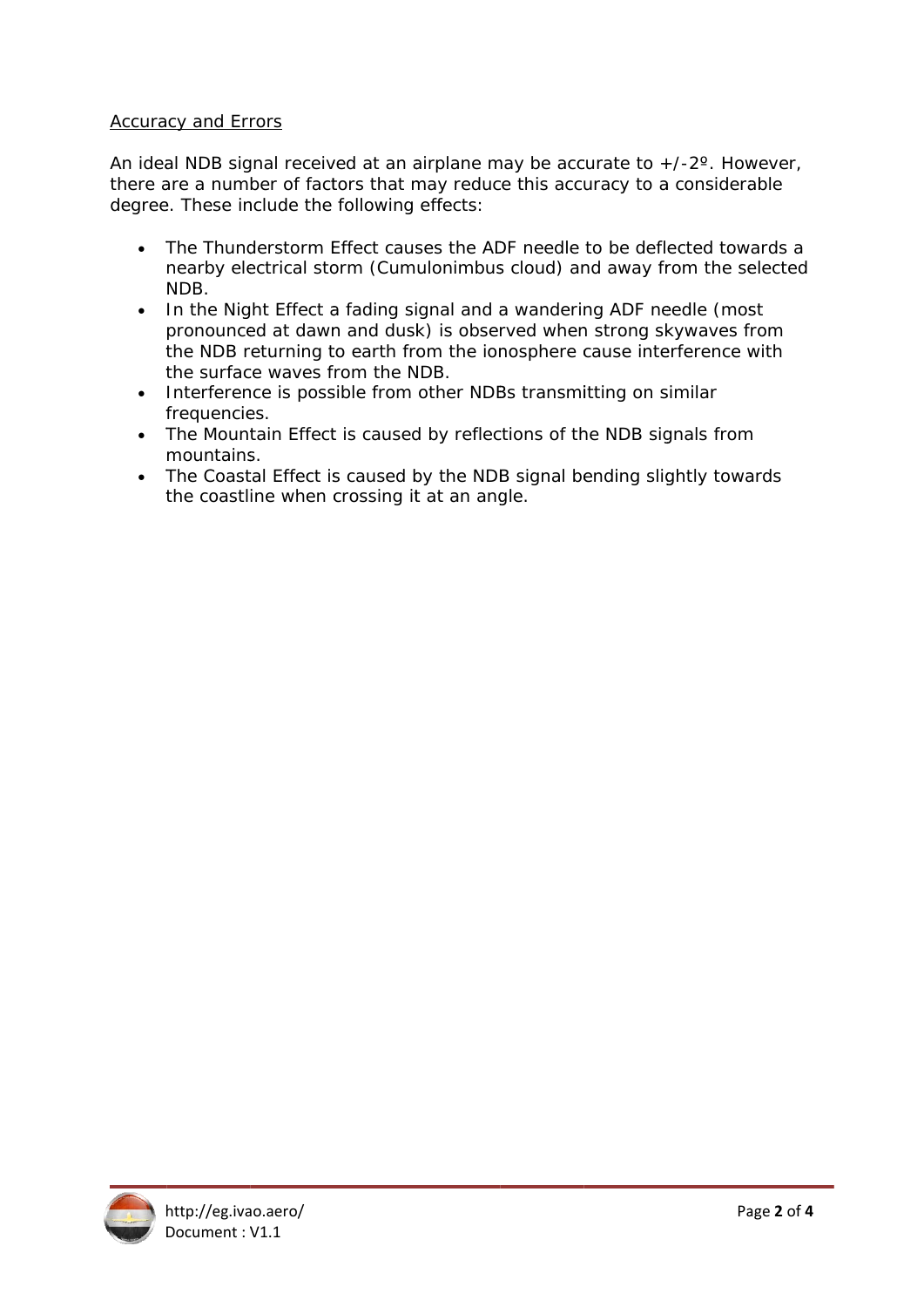## Accuracy and Errors

An ideal NDB signal received at an airplane may be accurate to +/-2º. However, there are a number of factors that may reduce this accuracy to a considerable degree. These include the following effects:

- The Thunderstorm Effect causes the ADF needle to be deflected towards a nearby electrical storm (Cumulonimbus cloud) and away from the selected NDB.
- In the Night Effect a fading signal and a wandering ADF needle (most pronounced at dawn and dusk) is observed when strong skywaves from the NDB returning to earth from the ionosphere cause interference with the surface waves from the NDB.
- Interference is possible from other NDBs transmitting on similar frequencies.
- The Mountain Effect is caused by reflections of the NDB signals from mountains.
- The Coastal Effect is caused by the NDB signal bending slightly towards the coastline when crossing it at an angle.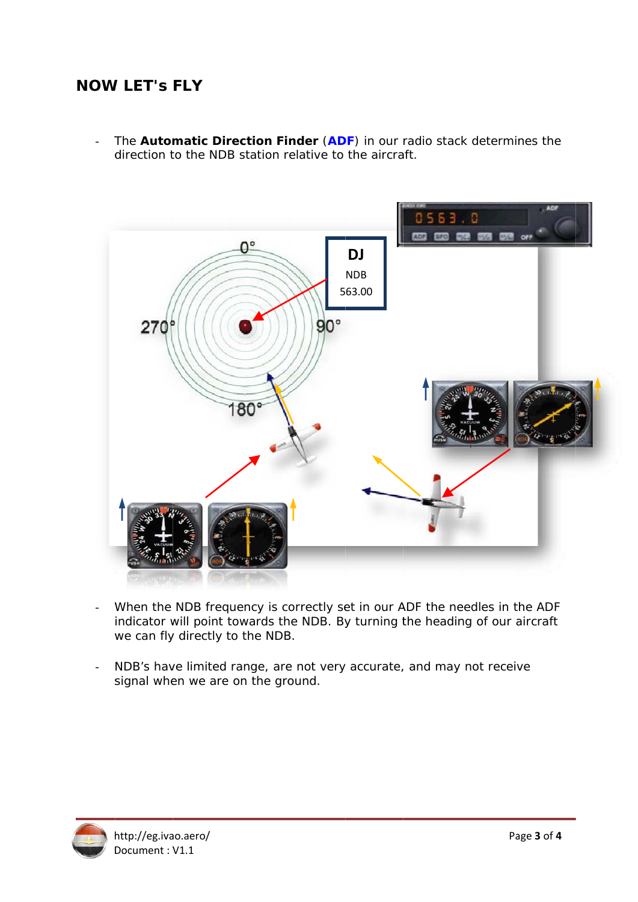## NOW LET's FLY

- The **Automatic Direction Finder** (**ADF**) in our radio stack determines the direction to the NDB station relative to the aircraft.

- When the NDB frequency is correctly set in our ADF the needles in the ADF indicator will point towards the NDB. By turning the heading of our aircraft we can fly directly to the NDB.

- NDB's have limited range, are not very accurate, and may not receive signal when we are on the ground.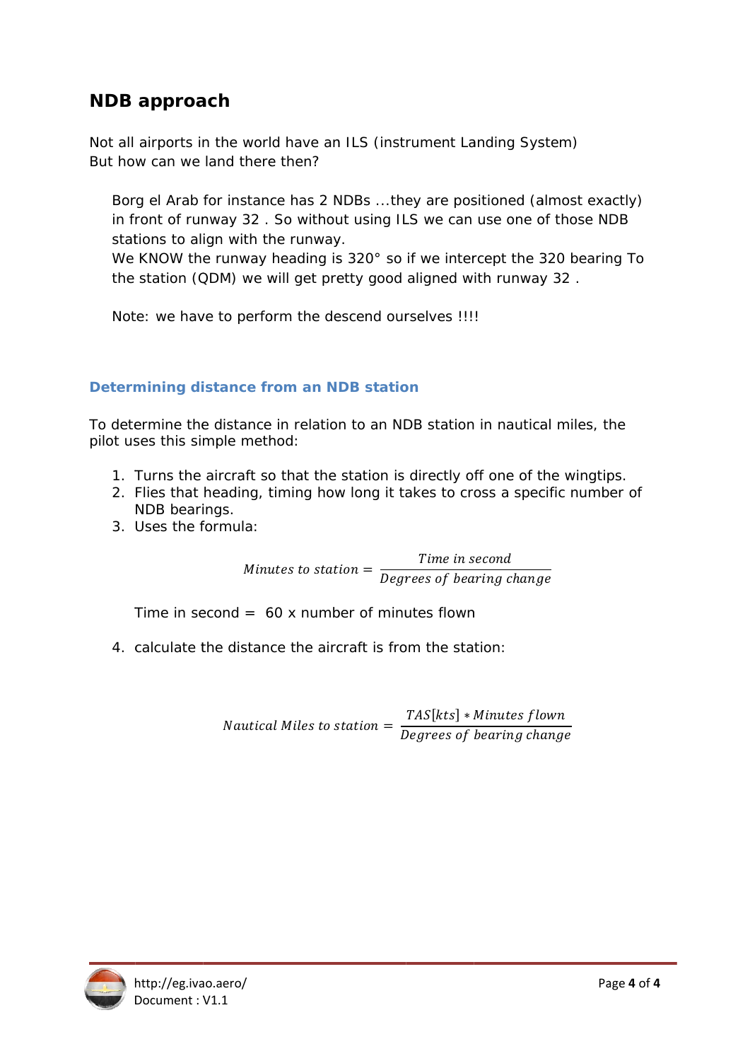## NDB approach

Not all airports in the world have an ILS (instrument Landing System)
But how can we land there then?

> Borg el Arab for instance has 2 NDBs ...they are positioned (almost exactly) in front of runway 32 . So without using ILS we can use one of those NDB stations to align with the runway.
> We KNOW the runway heading is 320° so if we intercept the 320 bearing To the station (QDM) we will get pretty good aligned with runway 32 .
>
> Note: we have to perform the descend ourselves !!!!

### Determining distance from an NDB station

To determine the distance in relation to an NDB station in nautical miles, the pilot uses this simple method:

1. Turns the aircraft so that the station is directly off one of the wingtips.
2. Flies that heading, timing how long it takes to cross a specific number of NDB bearings.
3. Uses the formula:

$$Minutes\ to\ station = \frac{Time\ in\ second}{Degrees\ of\ bearing\ change}$$

   Time in second = 60 x number of minutes flown

4. calculate the distance the aircraft is from the station:

$$Nautical\ Miles\ to\ station = \frac{TAS[kts] * Minutes\ flown}{Degrees\ of\ bearing\ change}$$